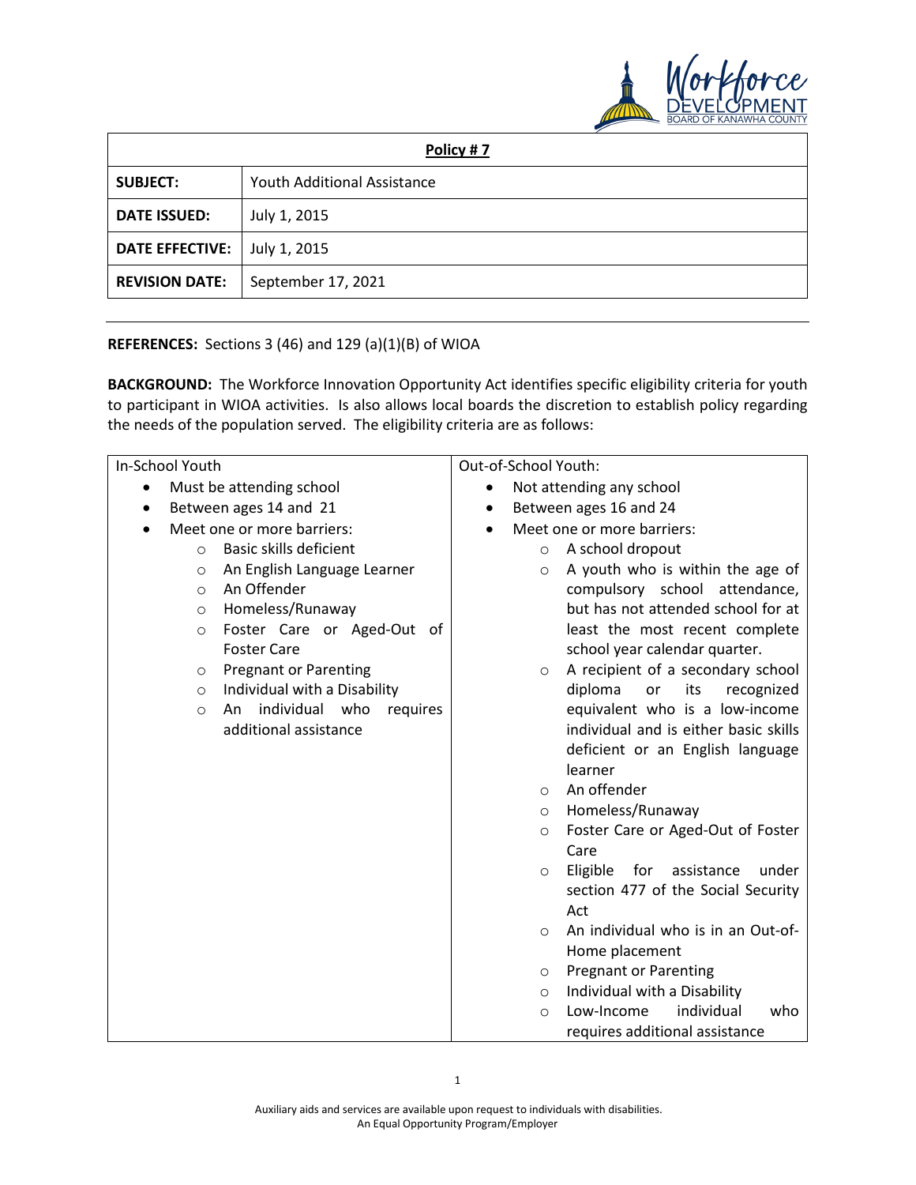| **Policy # 7** | |
|---|---|
| **SUBJECT:** | Youth Additional Assistance |
| **DATE ISSUED:** | July 1, 2015 |
| **DATE EFFECTIVE:** | July 1, 2015 |
| **REVISION DATE:** | September 17, 2021 |

---

**REFERENCES:** Sections 3 (46) and 129 (a)(1)(B) of WIOA

**BACKGROUND:** The Workforce Innovation Opportunity Act identifies specific eligibility criteria for youth to participant in WIOA activities. Is also allows local boards the discretion to establish policy regarding the needs of the population served. The eligibility criteria are as follows:

| In-School Youth | Out-of-School Youth: |
|---|---|
| • Must be attending school<br>• Between ages 14 and 21<br>• Meet one or more barriers:<br>&nbsp;&nbsp;○ Basic skills deficient<br>&nbsp;&nbsp;○ An English Language Learner<br>&nbsp;&nbsp;○ An Offender<br>&nbsp;&nbsp;○ Homeless/Runaway<br>&nbsp;&nbsp;○ Foster Care or Aged-Out of Foster Care<br>&nbsp;&nbsp;○ Pregnant or Parenting<br>&nbsp;&nbsp;○ Individual with a Disability<br>&nbsp;&nbsp;○ An individual who requires additional assistance | • Not attending any school<br>• Between ages 16 and 24<br>• Meet one or more barriers:<br>&nbsp;&nbsp;○ A school dropout<br>&nbsp;&nbsp;○ A youth who is within the age of compulsory school attendance, but has not attended school for at least the most recent complete school year calendar quarter.<br>&nbsp;&nbsp;○ A recipient of a secondary school diploma or its recognized equivalent who is a low-income individual and is either basic skills deficient or an English language learner<br>&nbsp;&nbsp;○ An offender<br>&nbsp;&nbsp;○ Homeless/Runaway<br>&nbsp;&nbsp;○ Foster Care or Aged-Out of Foster Care<br>&nbsp;&nbsp;○ Eligible for assistance under section 477 of the Social Security Act<br>&nbsp;&nbsp;○ An individual who is in an Out-of-Home placement<br>&nbsp;&nbsp;○ Pregnant or Parenting<br>&nbsp;&nbsp;○ Individual with a Disability<br>&nbsp;&nbsp;○ Low-Income individual who requires additional assistance |

Auxiliary aids and services are available upon request to individuals with disabilities.
An Equal Opportunity Program/Employer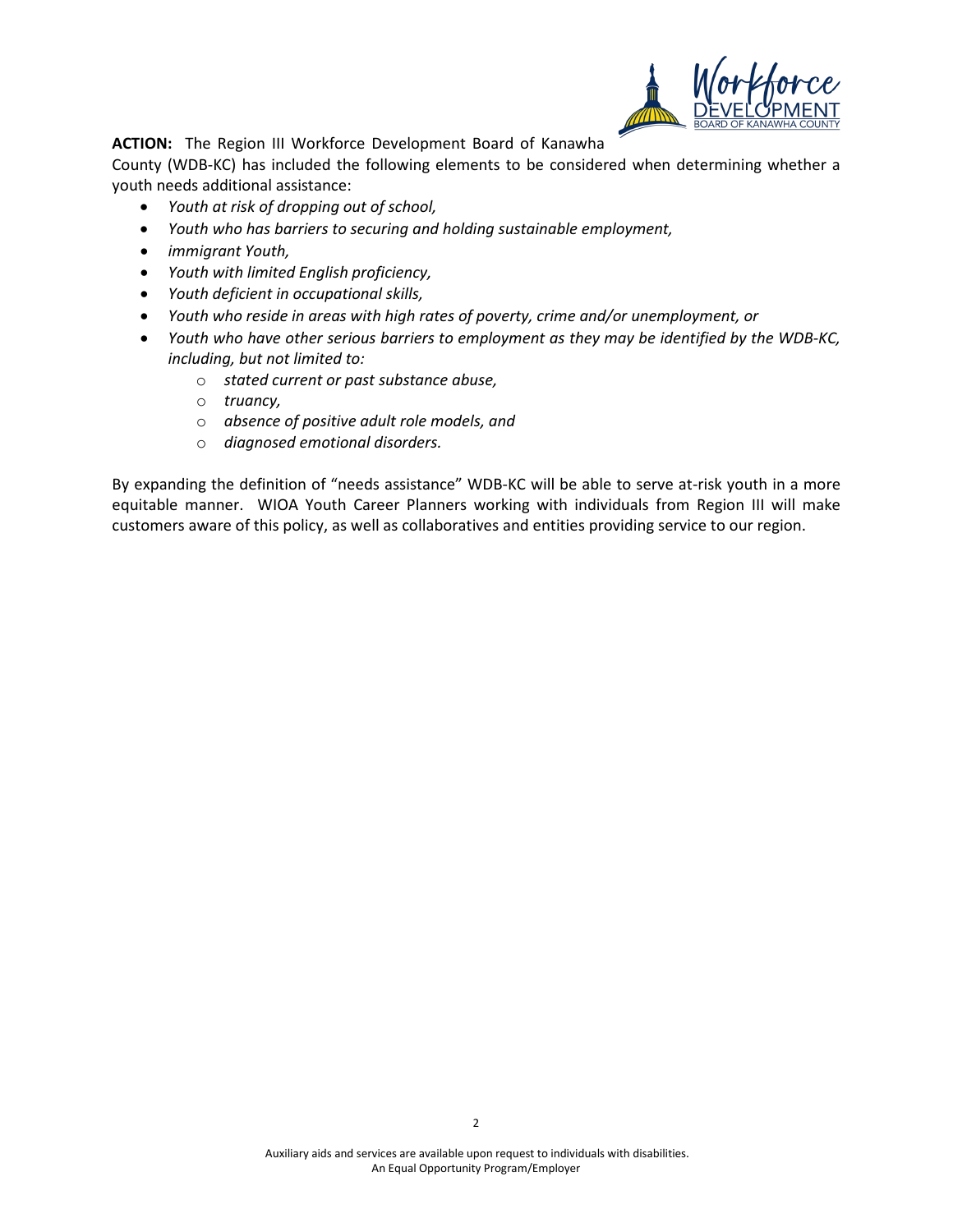**ACTION:** The Region III Workforce Development Board of Kanawha County (WDB-KC) has included the following elements to be considered when determining whether a youth needs additional assistance:

- *Youth at risk of dropping out of school,*
- *Youth who has barriers to securing and holding sustainable employment,*
- *immigrant Youth,*
- *Youth with limited English proficiency,*
- *Youth deficient in occupational skills,*
- *Youth who reside in areas with high rates of poverty, crime and/or unemployment, or*
- *Youth who have other serious barriers to employment as they may be identified by the WDB-KC, including, but not limited to:*
    - *stated current or past substance abuse,*
    - *truancy,*
    - *absence of positive adult role models, and*
    - *diagnosed emotional disorders.*

By expanding the definition of "needs assistance" WDB-KC will be able to serve at-risk youth in a more equitable manner. WIOA Youth Career Planners working with individuals from Region III will make customers aware of this policy, as well as collaboratives and entities providing service to our region.

Auxiliary aids and services are available upon request to individuals with disabilities.
An Equal Opportunity Program/Employer